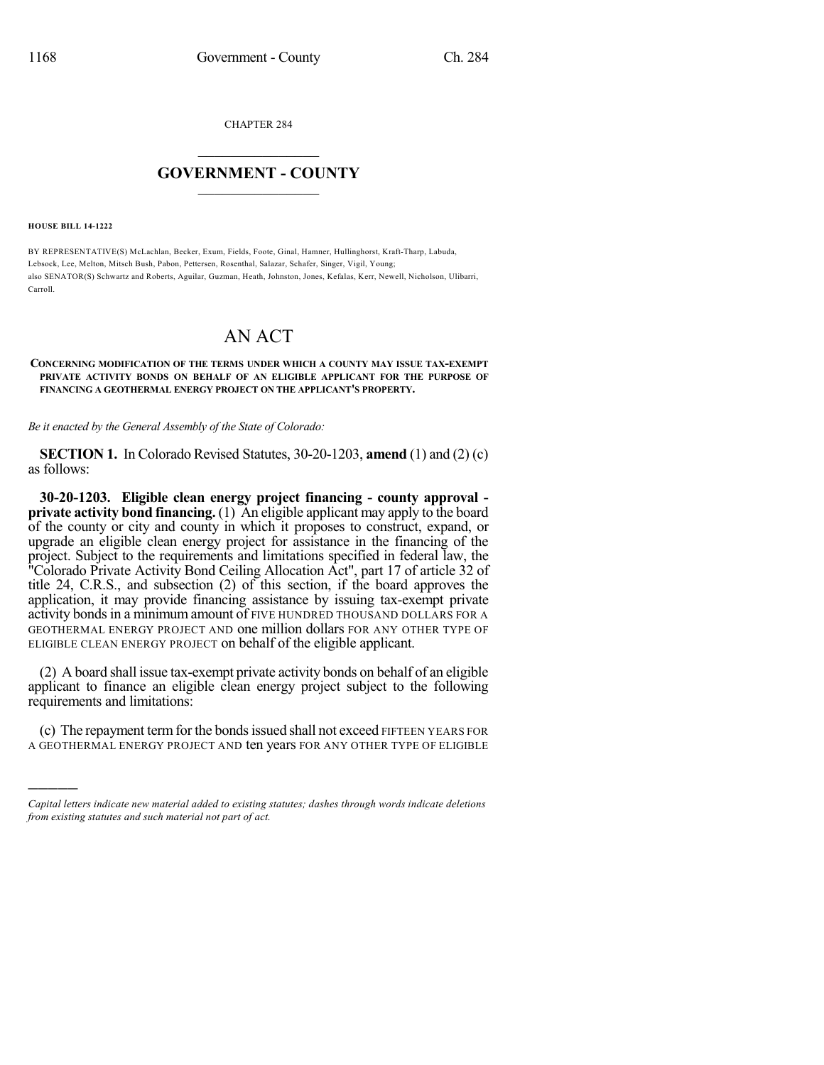CHAPTER 284

# GOVERNMENT - COUNTY

**HOUSE BILL 14-1222**

BY REPRESENTATIVE(S) McLachlan, Becker, Exum, Fields, Foote, Ginal, Hamner, Hullinghorst, Kraft-Tharp, Labuda, Lebsock, Lee, Melton, Mitsch Bush, Pabon, Pettersen, Rosenthal, Salazar, Schafer, Singer, Vigil, Young;
also SENATOR(S) Schwartz and Roberts, Aguilar, Guzman, Heath, Johnston, Jones, Kefalas, Kerr, Newell, Nicholson, Ulibarri, Carroll.

# AN ACT

**CONCERNING MODIFICATION OF THE TERMS UNDER WHICH A COUNTY MAY ISSUE TAX-EXEMPT PRIVATE ACTIVITY BONDS ON BEHALF OF AN ELIGIBLE APPLICANT FOR THE PURPOSE OF FINANCING A GEOTHERMAL ENERGY PROJECT ON THE APPLICANT'S PROPERTY.**

*Be it enacted by the General Assembly of the State of Colorado:*

**SECTION 1.** In Colorado Revised Statutes, 30-20-1203, **amend** (1) and (2) (c) as follows:

**30-20-1203. Eligible clean energy project financing - county approval - private activity bond financing.** (1) An eligible applicant may apply to the board of the county or city and county in which it proposes to construct, expand, or upgrade an eligible clean energy project for assistance in the financing of the project. Subject to the requirements and limitations specified in federal law, the "Colorado Private Activity Bond Ceiling Allocation Act", part 17 of article 32 of title 24, C.R.S., and subsection (2) of this section, if the board approves the application, it may provide financing assistance by issuing tax-exempt private activity bonds in a minimum amount of FIVE HUNDRED THOUSAND DOLLARS FOR A GEOTHERMAL ENERGY PROJECT AND one million dollars FOR ANY OTHER TYPE OF ELIGIBLE CLEAN ENERGY PROJECT on behalf of the eligible applicant.

(2) A board shall issue tax-exempt private activity bonds on behalf of an eligible applicant to finance an eligible clean energy project subject to the following requirements and limitations:

(c) The repayment term for the bonds issued shall not exceed FIFTEEN YEARS FOR A GEOTHERMAL ENERGY PROJECT AND ten years FOR ANY OTHER TYPE OF ELIGIBLE

*Capital letters indicate new material added to existing statutes; dashes through words indicate deletions from existing statutes and such material not part of act.*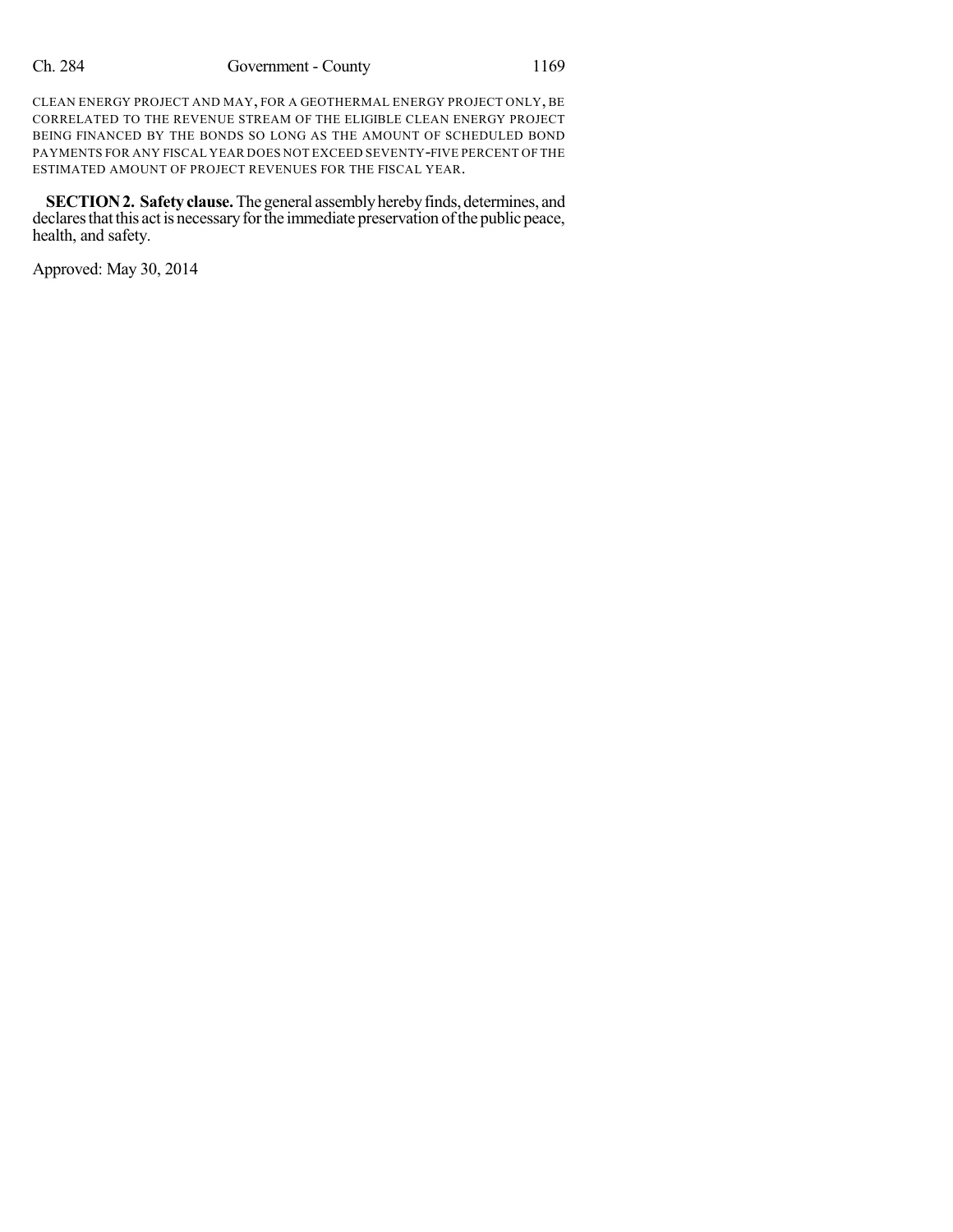CLEAN ENERGY PROJECT AND MAY, FOR A GEOTHERMAL ENERGY PROJECT ONLY, BE CORRELATED TO THE REVENUE STREAM OF THE ELIGIBLE CLEAN ENERGY PROJECT BEING FINANCED BY THE BONDS SO LONG AS THE AMOUNT OF SCHEDULED BOND PAYMENTS FOR ANY FISCAL YEAR DOES NOT EXCEED SEVENTY-FIVE PERCENT OF THE ESTIMATED AMOUNT OF PROJECT REVENUES FOR THE FISCAL YEAR.

**SECTION 2. Safety clause.** The general assembly hereby finds, determines, and declares that this act is necessary for the immediate preservation of the public peace, health, and safety.

Approved: May 30, 2014